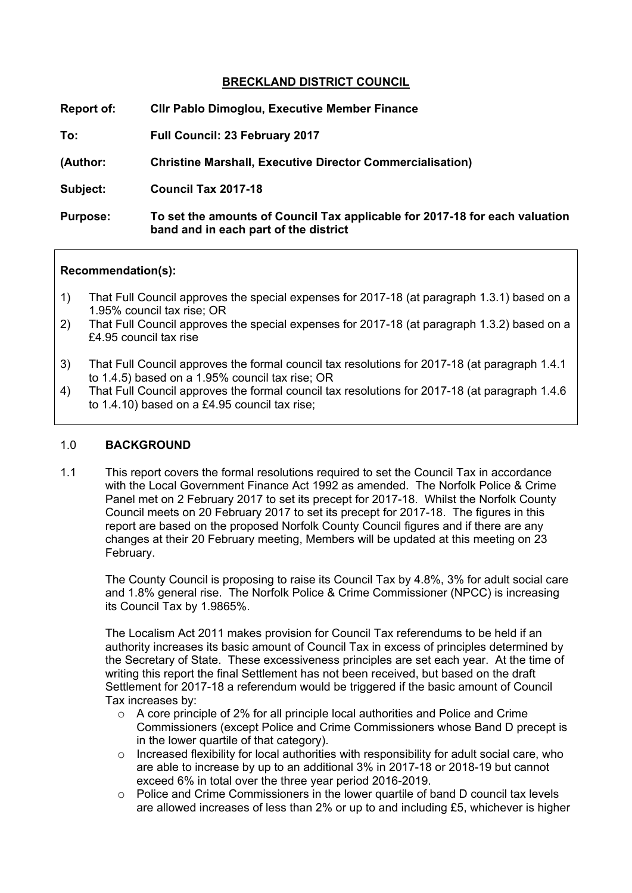## BRECKLAND DISTRICT COUNCIL

**Report of:** **Cllr Pablo Dimoglou, Executive Member Finance**

**To:** **Full Council: 23 February 2017**

**(Author:** **Christine Marshall, Executive Director Commercialisation)**

**Subject:** **Council Tax 2017-18**

**Purpose:** **To set the amounts of Council Tax applicable for 2017-18 for each valuation band and in each part of the district**

**Recommendation(s):**

1) That Full Council approves the special expenses for 2017-18 (at paragraph 1.3.1) based on a 1.95% council tax rise; OR
2) That Full Council approves the special expenses for 2017-18 (at paragraph 1.3.2) based on a £4.95 council tax rise
3) That Full Council approves the formal council tax resolutions for 2017-18 (at paragraph 1.4.1 to 1.4.5) based on a 1.95% council tax rise; OR
4) That Full Council approves the formal council tax resolutions for 2017-18 (at paragraph 1.4.6 to 1.4.10) based on a £4.95 council tax rise;

## 1.0 BACKGROUND

1.1 This report covers the formal resolutions required to set the Council Tax in accordance with the Local Government Finance Act 1992 as amended. The Norfolk Police & Crime Panel met on 2 February 2017 to set its precept for 2017-18. Whilst the Norfolk County Council meets on 20 February 2017 to set its precept for 2017-18. The figures in this report are based on the proposed Norfolk County Council figures and if there are any changes at their 20 February meeting, Members will be updated at this meeting on 23 February.

The County Council is proposing to raise its Council Tax by 4.8%, 3% for adult social care and 1.8% general rise. The Norfolk Police & Crime Commissioner (NPCC) is increasing its Council Tax by 1.9865%.

The Localism Act 2011 makes provision for Council Tax referendums to be held if an authority increases its basic amount of Council Tax in excess of principles determined by the Secretary of State. These excessiveness principles are set each year. At the time of writing this report the final Settlement has not been received, but based on the draft Settlement for 2017-18 a referendum would be triggered if the basic amount of Council Tax increases by:

- A core principle of 2% for all principle local authorities and Police and Crime Commissioners (except Police and Crime Commissioners whose Band D precept is in the lower quartile of that category).
- Increased flexibility for local authorities with responsibility for adult social care, who are able to increase by up to an additional 3% in 2017-18 or 2018-19 but cannot exceed 6% in total over the three year period 2016-2019.
- Police and Crime Commissioners in the lower quartile of band D council tax levels are allowed increases of less than 2% or up to and including £5, whichever is higher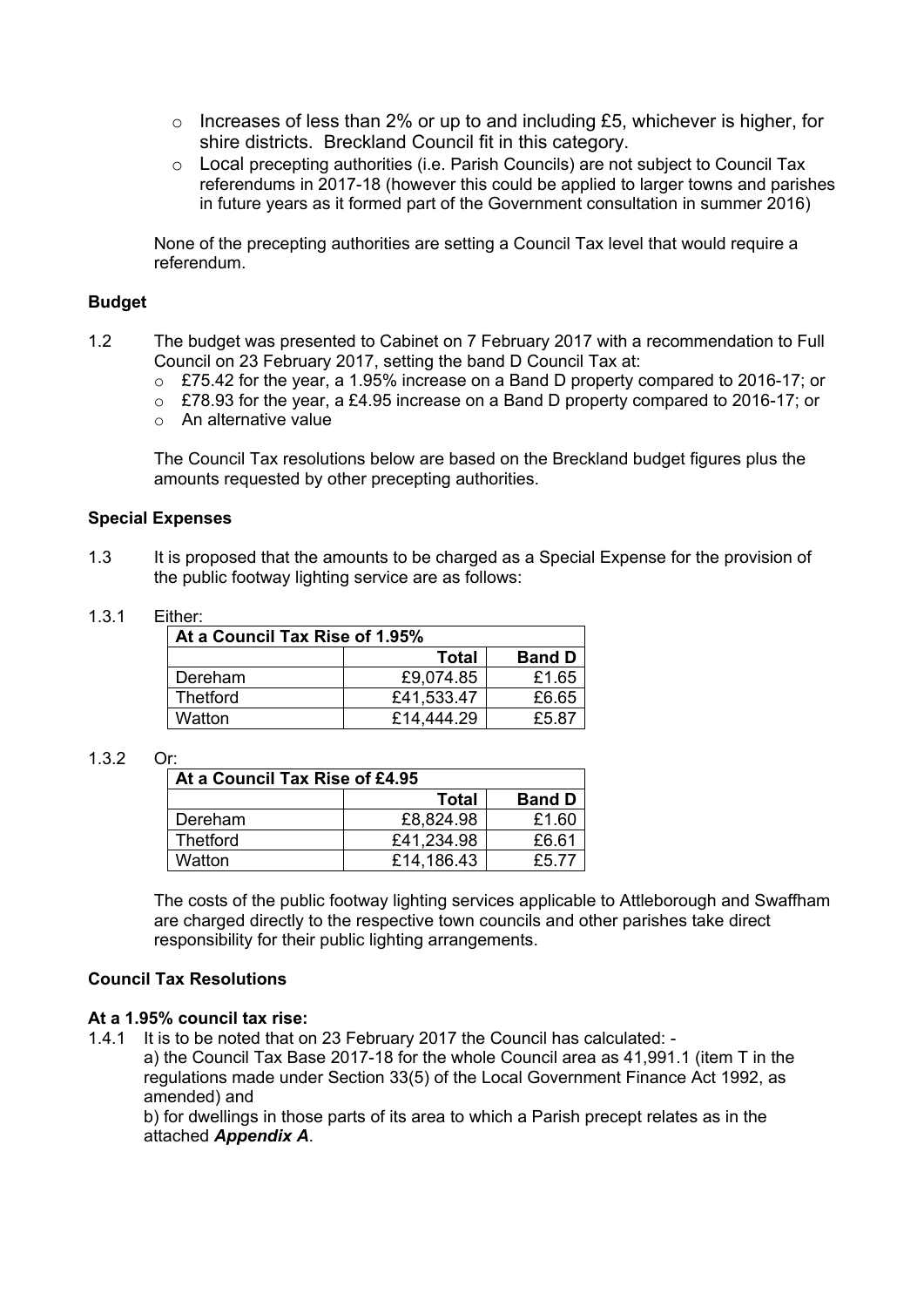- Increases of less than 2% or up to and including £5, whichever is higher, for shire districts. Breckland Council fit in this category.
- Local precepting authorities (i.e. Parish Councils) are not subject to Council Tax referendums in 2017-18 (however this could be applied to larger towns and parishes in future years as it formed part of the Government consultation in summer 2016)

None of the precepting authorities are setting a Council Tax level that would require a referendum.

**Budget**

1.2 The budget was presented to Cabinet on 7 February 2017 with a recommendation to Full Council on 23 February 2017, setting the band D Council Tax at:

- £75.42 for the year, a 1.95% increase on a Band D property compared to 2016-17; or
- £78.93 for the year, a £4.95 increase on a Band D property compared to 2016-17; or
- An alternative value

The Council Tax resolutions below are based on the Breckland budget figures plus the amounts requested by other precepting authorities.

**Special Expenses**

1.3 It is proposed that the amounts to be charged as a Special Expense for the provision of the public footway lighting service are as follows:

1.3.1 Either:

| At a Council Tax Rise of 1.95% | | |
|---|---|---|
| | **Total** | **Band D** |
| Dereham | £9,074.85 | £1.65 |
| Thetford | £41,533.47 | £6.65 |
| Watton | £14,444.29 | £5.87 |

1.3.2 Or:

| At a Council Tax Rise of £4.95 | | |
|---|---|---|
| | **Total** | **Band D** |
| Dereham | £8,824.98 | £1.60 |
| Thetford | £41,234.98 | £6.61 |
| Watton | £14,186.43 | £5.77 |

The costs of the public footway lighting services applicable to Attleborough and Swaffham are charged directly to the respective town councils and other parishes take direct responsibility for their public lighting arrangements.

**Council Tax Resolutions**

**At a 1.95% council tax rise:**

1.4.1 It is to be noted that on 23 February 2017 the Council has calculated: -

a) the Council Tax Base 2017-18 for the whole Council area as 41,991.1 (item T in the regulations made under Section 33(5) of the Local Government Finance Act 1992, as amended) and

b) for dwellings in those parts of its area to which a Parish precept relates as in the attached ***Appendix A***.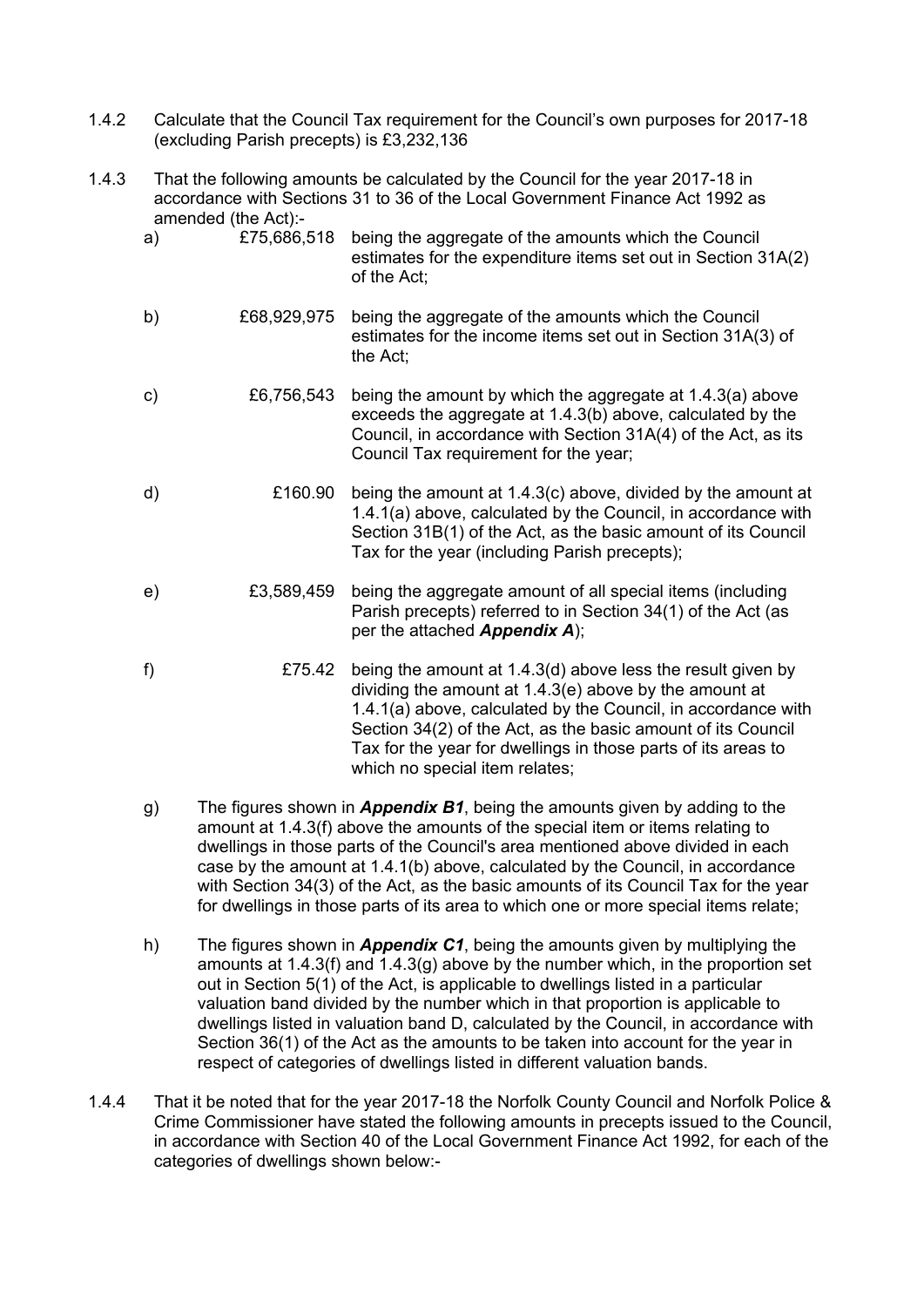1.4.2 Calculate that the Council Tax requirement for the Council's own purposes for 2017-18 (excluding Parish precepts) is £3,232,136

1.4.3 That the following amounts be calculated by the Council for the year 2017-18 in accordance with Sections 31 to 36 of the Local Government Finance Act 1992 as amended (the Act):-

a) £75,686,518 being the aggregate of the amounts which the Council estimates for the expenditure items set out in Section 31A(2) of the Act;

b) £68,929,975 being the aggregate of the amounts which the Council estimates for the income items set out in Section 31A(3) of the Act;

c) £6,756,543 being the amount by which the aggregate at 1.4.3(a) above exceeds the aggregate at 1.4.3(b) above, calculated by the Council, in accordance with Section 31A(4) of the Act, as its Council Tax requirement for the year;

d) £160.90 being the amount at 1.4.3(c) above, divided by the amount at 1.4.1(a) above, calculated by the Council, in accordance with Section 31B(1) of the Act, as the basic amount of its Council Tax for the year (including Parish precepts);

e) £3,589,459 being the aggregate amount of all special items (including Parish precepts) referred to in Section 34(1) of the Act (as per the attached ***Appendix A***);

f) £75.42 being the amount at 1.4.3(d) above less the result given by dividing the amount at 1.4.3(e) above by the amount at 1.4.1(a) above, calculated by the Council, in accordance with Section 34(2) of the Act, as the basic amount of its Council Tax for the year for dwellings in those parts of its areas to which no special item relates;

g) The figures shown in ***Appendix B1***, being the amounts given by adding to the amount at 1.4.3(f) above the amounts of the special item or items relating to dwellings in those parts of the Council's area mentioned above divided in each case by the amount at 1.4.1(b) above, calculated by the Council, in accordance with Section 34(3) of the Act, as the basic amounts of its Council Tax for the year for dwellings in those parts of its area to which one or more special items relate;

h) The figures shown in ***Appendix C1***, being the amounts given by multiplying the amounts at 1.4.3(f) and 1.4.3(g) above by the number which, in the proportion set out in Section 5(1) of the Act, is applicable to dwellings listed in a particular valuation band divided by the number which in that proportion is applicable to dwellings listed in valuation band D, calculated by the Council, in accordance with Section 36(1) of the Act as the amounts to be taken into account for the year in respect of categories of dwellings listed in different valuation bands.

1.4.4 That it be noted that for the year 2017-18 the Norfolk County Council and Norfolk Police & Crime Commissioner have stated the following amounts in precepts issued to the Council, in accordance with Section 40 of the Local Government Finance Act 1992, for each of the categories of dwellings shown below:-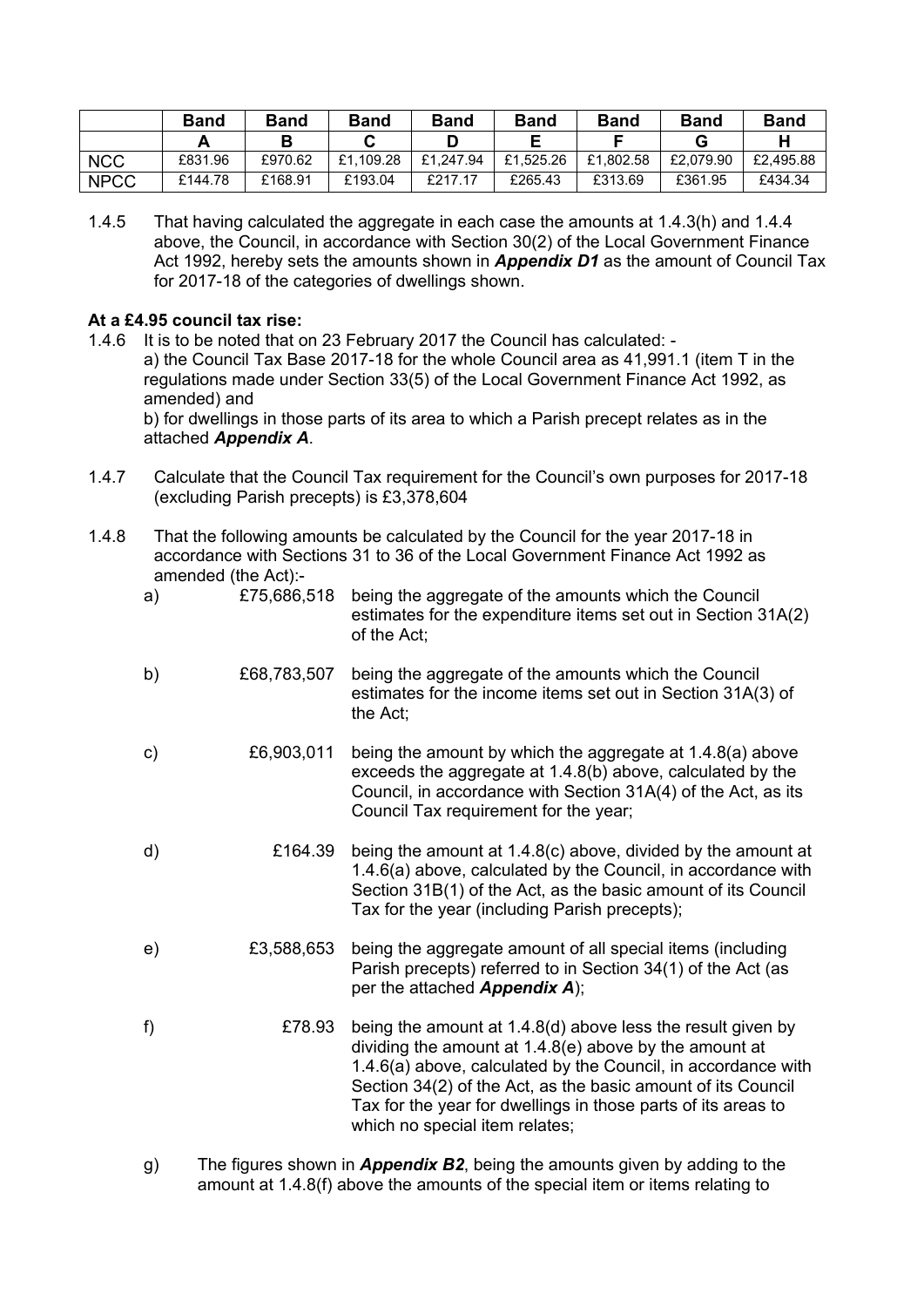| | Band A | Band B | Band C | Band D | Band E | Band F | Band G | Band H |
|---|---|---|---|---|---|---|---|---|
| NCC | £831.96 | £970.62 | £1,109.28 | £1,247.94 | £1,525.26 | £1,802.58 | £2,079.90 | £2,495.88 |
| NPCC | £144.78 | £168.91 | £193.04 | £217.17 | £265.43 | £313.69 | £361.95 | £434.34 |

1.4.5 That having calculated the aggregate in each case the amounts at 1.4.3(h) and 1.4.4 above, the Council, in accordance with Section 30(2) of the Local Government Finance Act 1992, hereby sets the amounts shown in ***Appendix D1*** as the amount of Council Tax for 2017-18 of the categories of dwellings shown.

**At a £4.95 council tax rise:**

1.4.6 It is to be noted that on 23 February 2017 the Council has calculated: -
a) the Council Tax Base 2017-18 for the whole Council area as 41,991.1 (item T in the regulations made under Section 33(5) of the Local Government Finance Act 1992, as amended) and
b) for dwellings in those parts of its area to which a Parish precept relates as in the attached ***Appendix A***.

1.4.7 Calculate that the Council Tax requirement for the Council's own purposes for 2017-18 (excluding Parish precepts) is £3,378,604

1.4.8 That the following amounts be calculated by the Council for the year 2017-18 in accordance with Sections 31 to 36 of the Local Government Finance Act 1992 as amended (the Act):-

a) £75,686,518 being the aggregate of the amounts which the Council estimates for the expenditure items set out in Section 31A(2) of the Act;

b) £68,783,507 being the aggregate of the amounts which the Council estimates for the income items set out in Section 31A(3) of the Act;

c) £6,903,011 being the amount by which the aggregate at 1.4.8(a) above exceeds the aggregate at 1.4.8(b) above, calculated by the Council, in accordance with Section 31A(4) of the Act, as its Council Tax requirement for the year;

d) £164.39 being the amount at 1.4.8(c) above, divided by the amount at 1.4.6(a) above, calculated by the Council, in accordance with Section 31B(1) of the Act, as the basic amount of its Council Tax for the year (including Parish precepts);

e) £3,588,653 being the aggregate amount of all special items (including Parish precepts) referred to in Section 34(1) of the Act (as per the attached ***Appendix A***);

f) £78.93 being the amount at 1.4.8(d) above less the result given by dividing the amount at 1.4.8(e) above by the amount at 1.4.6(a) above, calculated by the Council, in accordance with Section 34(2) of the Act, as the basic amount of its Council Tax for the year for dwellings in those parts of its areas to which no special item relates;

g) The figures shown in ***Appendix B2***, being the amounts given by adding to the amount at 1.4.8(f) above the amounts of the special item or items relating to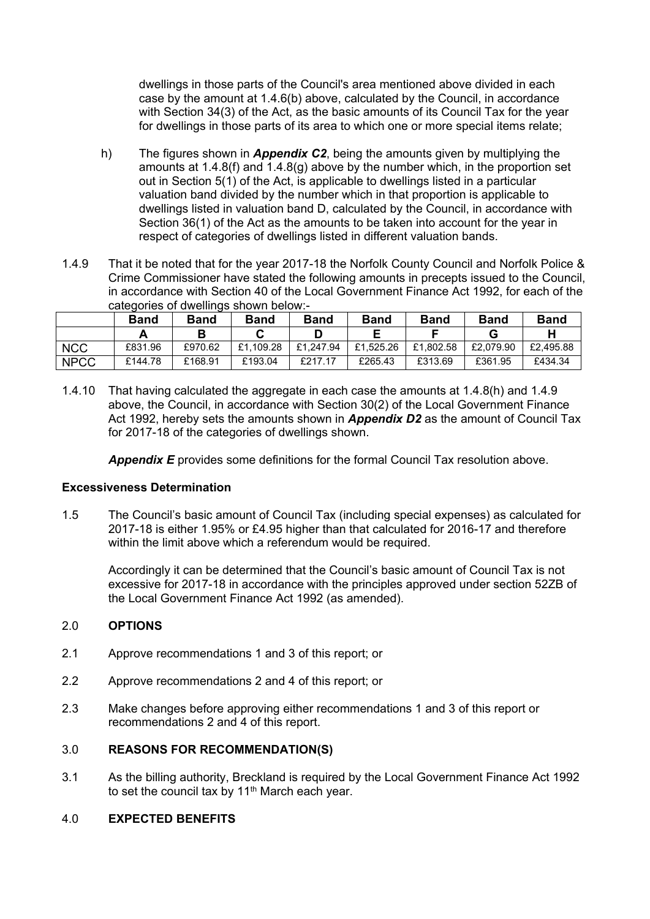dwellings in those parts of the Council's area mentioned above divided in each case by the amount at 1.4.6(b) above, calculated by the Council, in accordance with Section 34(3) of the Act, as the basic amounts of its Council Tax for the year for dwellings in those parts of its area to which one or more special items relate;

h) The figures shown in ***Appendix C2***, being the amounts given by multiplying the amounts at 1.4.8(f) and 1.4.8(g) above by the number which, in the proportion set out in Section 5(1) of the Act, is applicable to dwellings listed in a particular valuation band divided by the number which in that proportion is applicable to dwellings listed in valuation band D, calculated by the Council, in accordance with Section 36(1) of the Act as the amounts to be taken into account for the year in respect of categories of dwellings listed in different valuation bands.

1.4.9 That it be noted that for the year 2017-18 the Norfolk County Council and Norfolk Police & Crime Commissioner have stated the following amounts in precepts issued to the Council, in accordance with Section 40 of the Local Government Finance Act 1992, for each of the categories of dwellings shown below:-

| | Band A | Band B | Band C | Band D | Band E | Band F | Band G | Band H |
|---|---|---|---|---|---|---|---|---|
| NCC | £831.96 | £970.62 | £1,109.28 | £1,247.94 | £1,525.26 | £1,802.58 | £2,079.90 | £2,495.88 |
| NPCC | £144.78 | £168.91 | £193.04 | £217.17 | £265.43 | £313.69 | £361.95 | £434.34 |

1.4.10 That having calculated the aggregate in each case the amounts at 1.4.8(h) and 1.4.9 above, the Council, in accordance with Section 30(2) of the Local Government Finance Act 1992, hereby sets the amounts shown in ***Appendix D2*** as the amount of Council Tax for 2017-18 of the categories of dwellings shown.

***Appendix E*** provides some definitions for the formal Council Tax resolution above.

**Excessiveness Determination**

1.5 The Council's basic amount of Council Tax (including special expenses) as calculated for 2017-18 is either 1.95% or £4.95 higher than that calculated for 2016-17 and therefore within the limit above which a referendum would be required.

Accordingly it can be determined that the Council's basic amount of Council Tax is not excessive for 2017-18 in accordance with the principles approved under section 52ZB of the Local Government Finance Act 1992 (as amended).

## 2.0 OPTIONS

2.1 Approve recommendations 1 and 3 of this report; or

2.2 Approve recommendations 2 and 4 of this report; or

2.3 Make changes before approving either recommendations 1 and 3 of this report or recommendations 2 and 4 of this report.

## 3.0 REASONS FOR RECOMMENDATION(S)

3.1 As the billing authority, Breckland is required by the Local Government Finance Act 1992 to set the council tax by 11th March each year.

## 4.0 EXPECTED BENEFITS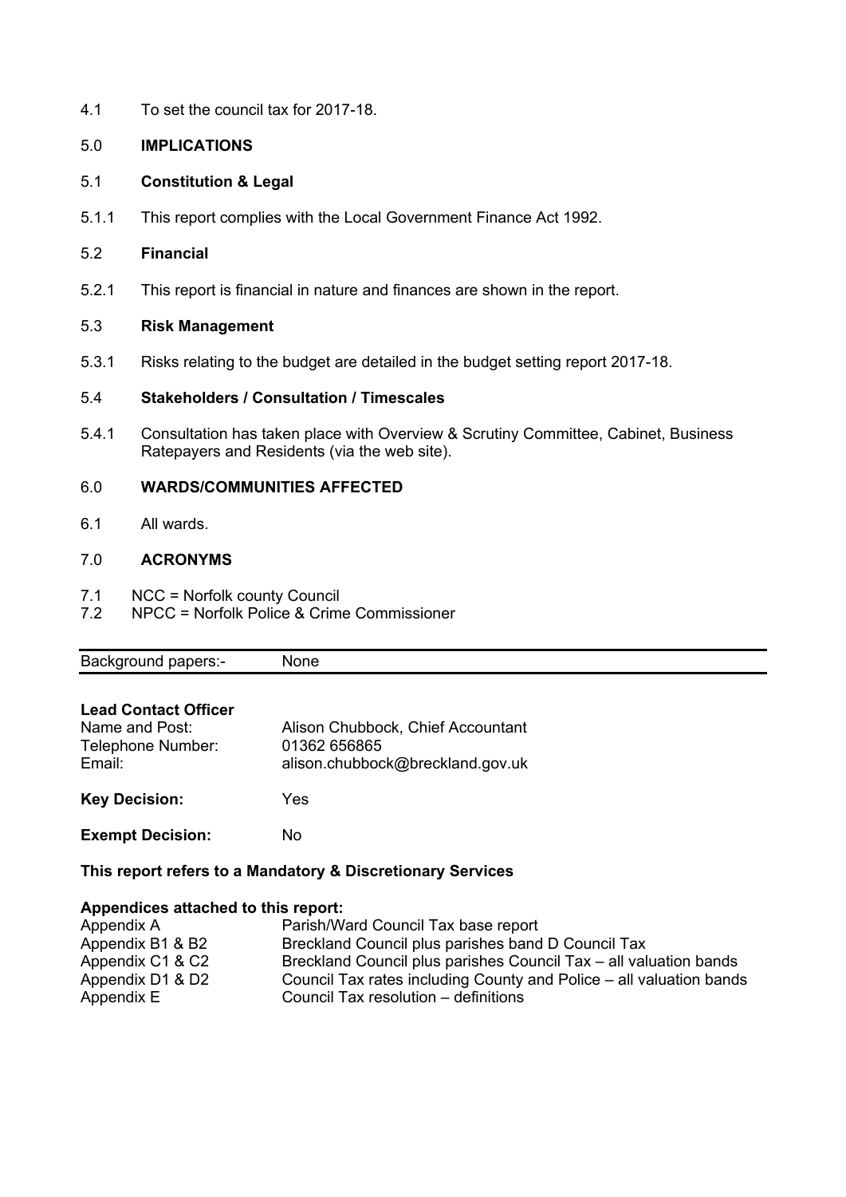4.1 To set the council tax for 2017-18.

## 5.0 IMPLICATIONS

### 5.1 Constitution & Legal

5.1.1 This report complies with the Local Government Finance Act 1992.

### 5.2 Financial

5.2.1 This report is financial in nature and finances are shown in the report.

### 5.3 Risk Management

5.3.1 Risks relating to the budget are detailed in the budget setting report 2017-18.

### 5.4 Stakeholders / Consultation / Timescales

5.4.1 Consultation has taken place with Overview & Scrutiny Committee, Cabinet, Business Ratepayers and Residents (via the web site).

## 6.0 WARDS/COMMUNITIES AFFECTED

6.1 All wards.

## 7.0 ACRONYMS

7.1 NCC = Norfolk county Council
7.2 NPCC = Norfolk Police & Crime Commissioner

| | |
|---|---|
| Background papers:- | None |

**Lead Contact Officer**

| | |
|---|---|
| Name and Post: | Alison Chubbock, Chief Accountant |
| Telephone Number: | 01362 656865 |
| Email: | alison.chubbock@breckland.gov.uk |
| **Key Decision:** | Yes |
| **Exempt Decision:** | No |

**This report refers to a Mandatory & Discretionary Services**

**Appendices attached to this report:**

| | |
|---|---|
| Appendix A | Parish/Ward Council Tax base report |
| Appendix B1 & B2 | Breckland Council plus parishes band D Council Tax |
| Appendix C1 & C2 | Breckland Council plus parishes Council Tax – all valuation bands |
| Appendix D1 & D2 | Council Tax rates including County and Police – all valuation bands |
| Appendix E | Council Tax resolution – definitions |